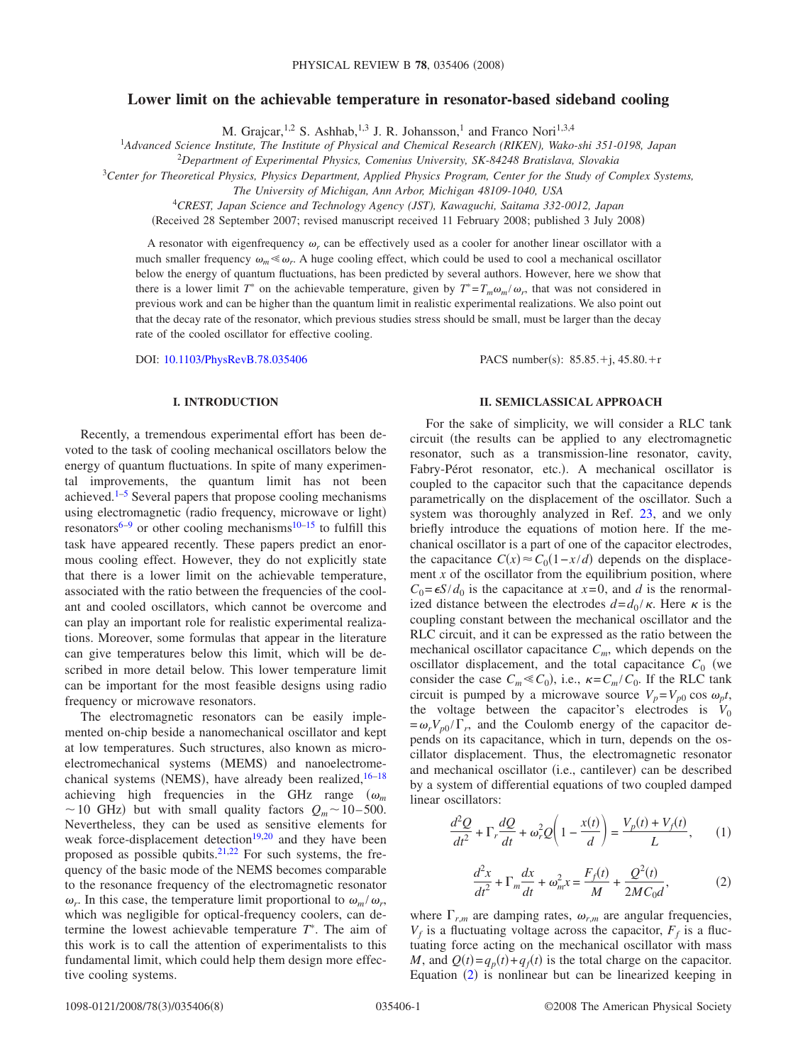# Lower limit on the achievable temperature in resonator-based sideband cooling

M. Grajcar,[1,2] S. Ashhab,[1,3] J. R. Johansson,[1] and Franco Nori[1,3,4]

[1]*Advanced Science Institute, The Institute of Physical and Chemical Research (RIKEN), Wako-shi 351-0198, Japan*
[2]*Department of Experimental Physics, Comenius University, SK-84248 Bratislava, Slovakia*
[3]*Center for Theoretical Physics, Physics Department, Applied Physics Program, Center for the Study of Complex Systems, The University of Michigan, Ann Arbor, Michigan 48109-1040, USA*
[4]*CREST, Japan Science and Technology Agency (JST), Kawaguchi, Saitama 332-0012, Japan*

(Received 28 September 2007; revised manuscript received 11 February 2008; published 3 July 2008)

A resonator with eigenfrequency $\omega_r$ can be effectively used as a cooler for another linear oscillator with a much smaller frequency $\omega_m \ll \omega_r$. A huge cooling effect, which could be used to cool a mechanical oscillator below the energy of quantum fluctuations, has been predicted by several authors. However, here we show that there is a lower limit $T^*$ on the achievable temperature, given by $T^* = T_m \omega_m / \omega_r$, that was not considered in previous work and can be higher than the quantum limit in realistic experimental realizations. We also point out that the decay rate of the resonator, which previous studies stress should be small, must be larger than the decay rate of the cooled oscillator for effective cooling.

DOI: 10.1103/PhysRevB.78.035406 PACS number(s): 85.85.+j, 45.80.+r

## I. INTRODUCTION

Recently, a tremendous experimental effort has been devoted to the task of cooling mechanical oscillators below the energy of quantum fluctuations. In spite of many experimental improvements, the quantum limit has not been achieved.[1–5] Several papers that propose cooling mechanisms using electromagnetic (radio frequency, microwave or light) resonators[6–9] or other cooling mechanisms[10–15] to fulfill this task have appeared recently. These papers predict an enormous cooling effect. However, they do not explicitly state that there is a lower limit on the achievable temperature, associated with the ratio between the frequencies of the coolant and cooled oscillators, which cannot be overcome and can play an important role for realistic experimental realizations. Moreover, some formulas that appear in the literature can give temperatures below this limit, which will be described in more detail below. This lower temperature limit can be important for the most feasible designs using radio frequency or microwave resonators.

The electromagnetic resonators can be easily implemented on-chip beside a nanomechanical oscillator and kept at low temperatures. Such structures, also known as microelectromechanical systems (MEMS) and nanoelectromechanical systems (NEMS), have already been realized,[16–18] achieving high frequencies in the GHz range ($\omega_m \sim 10$ GHz) but with small quality factors $Q_m \sim 10–500$. Nevertheless, they can be used as sensitive elements for weak force-displacement detection[19,20] and they have been proposed as possible qubits.[21,22] For such systems, the frequency of the basic mode of the NEMS becomes comparable to the resonance frequency of the electromagnetic resonator $\omega_r$. In this case, the temperature limit proportional to $\omega_m/\omega_r$, which was negligible for optical-frequency coolers, can determine the lowest achievable temperature $T^*$. The aim of this work is to call the attention of experimentalists to this fundamental limit, which could help them design more effective cooling systems.

## II. SEMICLASSICAL APPROACH

For the sake of simplicity, we will consider a RLC tank circuit (the results can be applied to any electromagnetic resonator, such as a transmission-line resonator, cavity, Fabry-Pérot resonator, etc.). A mechanical oscillator is coupled to the capacitor such that the capacitance depends parametrically on the displacement of the oscillator. Such a system was thoroughly analyzed in Ref. 23, and we only briefly introduce the equations of motion here. If the mechanical oscillator is a part of one of the capacitor electrodes, the capacitance $C(x) \approx C_0(1-x/d)$ depends on the displacement $x$ of the oscillator from the equilibrium position, where $C_0 = \epsilon S/d_0$ is the capacitance at $x=0$, and $d$ is the renormalized distance between the electrodes $d = d_0/\kappa$. Here $\kappa$ is the coupling constant between the mechanical oscillator and the RLC circuit, and it can be expressed as the ratio between the mechanical oscillator capacitance $C_m$, which depends on the oscillator displacement, and the total capacitance $C_0$ (we consider the case $C_m \ll C_0$), i.e., $\kappa = C_m/C_0$. If the RLC tank circuit is pumped by a microwave source $V_p = V_{p0}\cos\omega_p t$, the voltage between the capacitor's electrodes is $V_0 = \omega_r V_{p0}/\Gamma_r$, and the Coulomb energy of the capacitor depends on its capacitance, which in turn, depends on the oscillator displacement. Thus, the electromagnetic resonator and mechanical oscillator (i.e., cantilever) can be described by a system of differential equations of two coupled damped linear oscillators:

$$\frac{d^2Q}{dt^2} + \Gamma_r \frac{dQ}{dt} + \omega_r^2 Q\left(1 - \frac{x(t)}{d}\right) = \frac{V_p(t) + V_f(t)}{L}, \qquad (1)$$

$$\frac{d^2x}{dt^2} + \Gamma_m \frac{dx}{dt} + \omega_m^2 x = \frac{F_f(t)}{M} + \frac{Q^2(t)}{2MC_0 d}, \qquad (2)$$

where $\Gamma_{r,m}$ are damping rates, $\omega_{r,m}$ are angular frequencies, $V_f$ is a fluctuating voltage across the capacitor, $F_f$ is a fluctuating force acting on the mechanical oscillator with mass $M$, and $Q(t) = q_p(t) + q_f(t)$ is the total charge on the capacitor. Equation (2) is nonlinear but can be linearized keeping in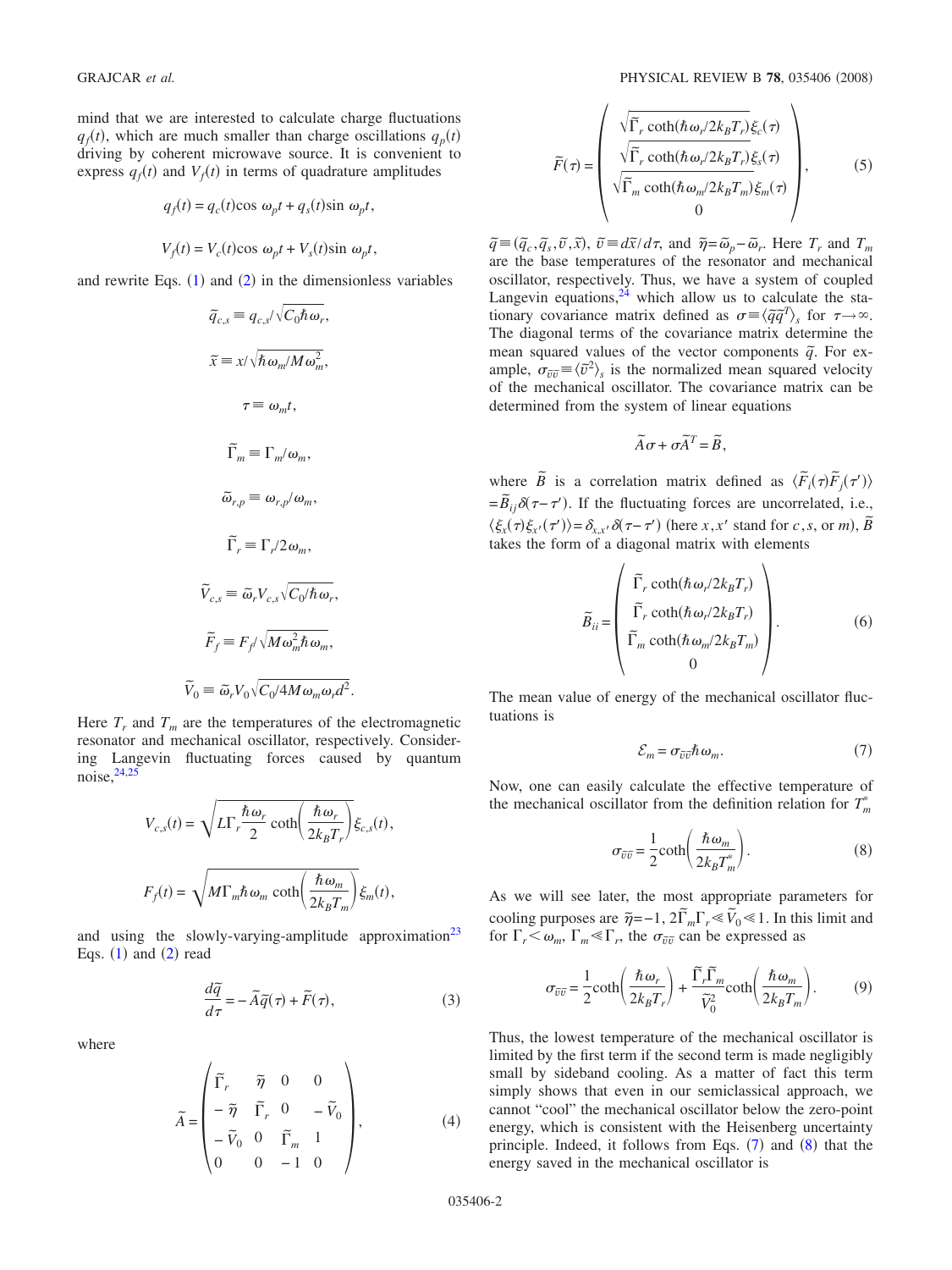mind that we are interested to calculate charge fluctuations $q_f(t)$, which are much smaller than charge oscillations $q_p(t)$ driving by coherent microwave source. It is convenient to express $q_f(t)$ and $V_f(t)$ in terms of quadrature amplitudes

$$q_f(t) = q_c(t)\cos\,\omega_p t + q_s(t)\sin\,\omega_p t,$$

$$V_f(t) = V_c(t)\cos\,\omega_p t + V_s(t)\sin\,\omega_p t,$$

and rewrite Eqs. (1) and (2) in the dimensionless variables

$$\tilde{q}_{c,s} \equiv q_{c,s}/\sqrt{C_0\hbar\omega_r},$$

$$\tilde{x} \equiv x/\sqrt{\hbar\omega_m/M\omega_m^2},$$

$$\tau \equiv \omega_m t,$$

$$\tilde{\Gamma}_m \equiv \Gamma_m/\omega_m,$$

$$\tilde{\omega}_{r,p} \equiv \omega_{r,p}/\omega_m,$$

$$\tilde{\Gamma}_r \equiv \Gamma_r/2\omega_m,$$

$$\tilde{V}_{c,s} \equiv \tilde{\omega}_r V_{c,s}\sqrt{C_0/\hbar\omega_r},$$

$$\tilde{F}_f \equiv F_f/\sqrt{M\omega_m^2\hbar\omega_m},$$

$$\tilde{V}_0 \equiv \tilde{\omega}_r V_0\sqrt{C_0/4M\omega_m\omega_r d^2}.$$

Here $T_r$ and $T_m$ are the temperatures of the electromagnetic resonator and mechanical oscillator, respectively. Considering Langevin fluctuating forces caused by quantum noise,[24,25]

$$V_{c,s}(t) = \sqrt{L\Gamma_r\frac{\hbar\omega_r}{2}\coth\left(\frac{\hbar\omega_r}{2k_BT_r}\right)}\xi_{c,s}(t),$$

$$F_f(t) = \sqrt{M\Gamma_m\hbar\omega_m\coth\left(\frac{\hbar\omega_m}{2k_BT_m}\right)}\xi_m(t),$$

and using the slowly-varying-amplitude approximation[23] Eqs. (1) and (2) read

$$\frac{d\tilde{q}}{d\tau} = -\tilde{A}\tilde{q}(\tau) + \tilde{F}(\tau), \tag{3}$$

where

$$\tilde{A} = \begin{pmatrix} \tilde{\Gamma}_r & \tilde{\eta} & 0 & 0 \\ -\tilde{\eta} & \tilde{\Gamma}_r & 0 & -\tilde{V}_0 \\ -\tilde{V}_0 & 0 & \tilde{\Gamma}_m & 1 \\ 0 & 0 & -1 & 0 \end{pmatrix}, \tag{4}$$

$$\tilde{F}(\tau) = \begin{pmatrix} \sqrt{\tilde{\Gamma}_r\coth(\hbar\omega_r/2k_BT_r)}\xi_c(\tau) \\ \sqrt{\tilde{\Gamma}_r\coth(\hbar\omega_r/2k_BT_r)}\xi_s(\tau) \\ \sqrt{\tilde{\Gamma}_m\coth(\hbar\omega_m/2k_BT_m)}\xi_m(\tau) \\ 0 \end{pmatrix}, \tag{5}$$

$\tilde{q} \equiv (\tilde{q}_c, \tilde{q}_s, \tilde{v}, \tilde{x})$, $\tilde{v} \equiv d\tilde{x}/d\tau$, and $\tilde{\eta} = \tilde{\omega}_p - \tilde{\omega}_r$. Here $T_r$ and $T_m$ are the base temperatures of the resonator and mechanical oscillator, respectively. Thus, we have a system of coupled Langevin equations,[24] which allow us to calculate the stationary covariance matrix defined as $\sigma \equiv \langle \tilde{q}\tilde{q}^T\rangle_s$ for $\tau \to \infty$. The diagonal terms of the covariance matrix determine the mean squared values of the vector components $\tilde{q}$. For example, $\sigma_{\tilde{v}\tilde{v}} \equiv \langle \tilde{v}^2\rangle_s$ is the normalized mean squared velocity of the mechanical oscillator. The covariance matrix can be determined from the system of linear equations

$$\tilde{A}\sigma + \sigma\tilde{A}^T = \tilde{B},$$

where $\tilde{B}$ is a correlation matrix defined as $\langle \tilde{F}_i(\tau)\tilde{F}_j(\tau')\rangle = \tilde{B}_{ij}\delta(\tau-\tau')$. If the fluctuating forces are uncorrelated, i.e., $\langle \xi_x(\tau)\xi_{x'}(\tau')\rangle = \delta_{x,x'}\delta(\tau-\tau')$ (here $x, x'$ stand for $c, s$, or $m$), $\tilde{B}$ takes the form of a diagonal matrix with elements

$$\tilde{B}_{ii} = \begin{pmatrix} \tilde{\Gamma}_r\coth(\hbar\omega_r/2k_BT_r) \\ \tilde{\Gamma}_r\coth(\hbar\omega_r/2k_BT_r) \\ \tilde{\Gamma}_m\coth(\hbar\omega_m/2k_BT_m) \\ 0 \end{pmatrix}. \tag{6}$$

The mean value of energy of the mechanical oscillator fluctuations is

$$\mathcal{E}_m = \sigma_{\tilde{v}\tilde{v}}\hbar\omega_m. \tag{7}$$

Now, one can easily calculate the effective temperature of the mechanical oscillator from the definition relation for $T_m^*$

$$\sigma_{\tilde{v}\tilde{v}} = \frac{1}{2}\coth\left(\frac{\hbar\omega_m}{2k_BT_m^*}\right). \tag{8}$$

As we will see later, the most appropriate parameters for cooling purposes are $\tilde{\eta} = -1$, $2\tilde{\Gamma}_m\Gamma_r \ll \tilde{V}_0 \ll 1$. In this limit and for $\Gamma_r < \omega_m$, $\Gamma_m \ll \Gamma_r$, the $\sigma_{\tilde{v}\tilde{v}}$ can be expressed as

$$\sigma_{\tilde{v}\tilde{v}} = \frac{1}{2}\coth\left(\frac{\hbar\omega_r}{2k_BT_r}\right) + \frac{\tilde{\Gamma}_r\tilde{\Gamma}_m}{\tilde{V}_0^2}\coth\left(\frac{\hbar\omega_m}{2k_BT_m}\right). \tag{9}$$

Thus, the lowest temperature of the mechanical oscillator is limited by the first term if the second term is made negligibly small by sideband cooling. As a matter of fact this term simply shows that even in our semiclassical approach, we cannot "cool" the mechanical oscillator below the zero-point energy, which is consistent with the Heisenberg uncertainty principle. Indeed, it follows from Eqs. (7) and (8) that the energy saved in the mechanical oscillator is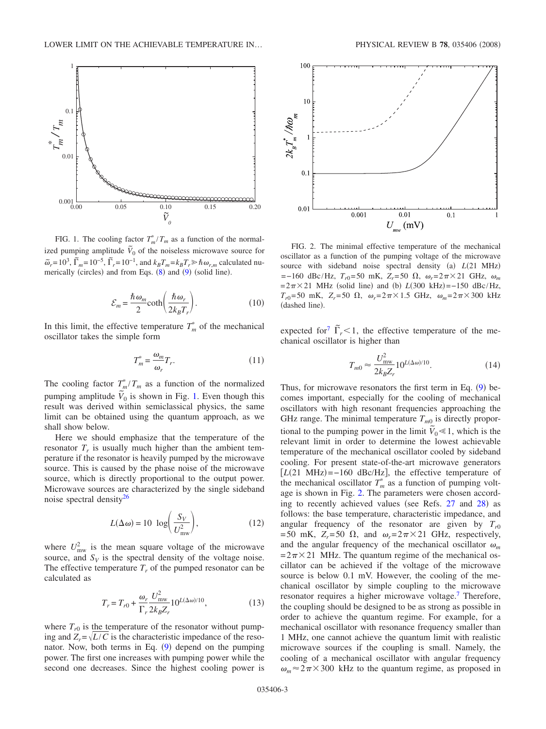FIG. 1. The cooling factor $T_m^*/T_m$ as a function of the normalized pumping amplitude $\tilde{V}_0$ of the noiseless microwave source for $\tilde{\omega}_r = 10^3$, $\tilde{\Gamma}_m = 10^{-5}$, $\tilde{\Gamma}_r = 10^{-1}$, and $k_B T_m = k_B T_r \gg \hbar \omega_{r,m}$ calculated numerically (circles) and from Eqs. (8) and (9) (solid line).

$$\mathcal{E}_m = \frac{\hbar \omega_m}{2} \coth\left(\frac{\hbar \omega_r}{2 k_B T_r}\right). \tag{10}$$

In this limit, the effective temperature $T_m^*$ of the mechanical oscillator takes the simple form

$$T_m^* = \frac{\omega_m}{\omega_r} T_r. \tag{11}$$

The cooling factor $T_m^*/T_m$ as a function of the normalized pumping amplitude $\tilde{V}_0$ is shown in Fig. 1. Even though this result was derived within semiclassical physics, the same limit can be obtained using the quantum approach, as we shall show below.

Here we should emphasize that the temperature of the resonator $T_r$ is usually much higher than the ambient temperature if the resonator is heavily pumped by the microwave source. This is caused by the phase noise of the microwave source, which is directly proportional to the output power. Microwave sources are characterized by the single sideband noise spectral density[26]

$$L(\Delta\omega) = 10 \log\left(\frac{S_V}{U_{\mathrm{mw}}^2}\right), \tag{12}$$

where $U_{\mathrm{mw}}^2$ is the mean square voltage of the microwave source, and $S_V$ is the spectral density of the voltage noise. The effective temperature $T_r$ of the pumped resonator can be calculated as

$$T_r = T_{r0} + \frac{\omega_r}{\Gamma_r} \frac{U_{\mathrm{mw}}^2}{2 k_B Z_r} 10^{L(\Delta\omega)/10}, \tag{13}$$

where $T_{r0}$ is the temperature of the resonator without pumping and $Z_r = \sqrt{L/C}$ is the characteristic impedance of the resonator. Now, both terms in Eq. (9) depend on the pumping power. The first one increases with pumping power while the second one decreases. Since the highest cooling power is expected for[7] $\tilde{\Gamma}_r < 1$, the effective temperature of the mechanical oscillator is higher than

$$T_{m0} \approx \frac{U_{\mathrm{mw}}^2}{2 k_B Z_r} 10^{L(\Delta\omega)/10}. \tag{14}$$

FIG. 2. The minimal effective temperature of the mechanical oscillator as a function of the pumping voltage of the microwave source with sideband noise spectral density (a) $L(21\text{ MHz}) = -160$ dBc/Hz, $T_{r0} = 50$ mK, $Z_r = 50\ \Omega$, $\omega_r = 2\pi \times 21$ GHz, $\omega_m = 2\pi \times 21$ MHz (solid line) and (b) $L(300\text{ kHz}) = -150$ dBc/Hz, $T_{r0} = 50$ mK, $Z_r = 50\ \Omega$, $\omega_r = 2\pi \times 1.5$ GHz, $\omega_m = 2\pi \times 300$ kHz (dashed line).

Thus, for microwave resonators the first term in Eq. (9) becomes important, especially for the cooling of mechanical oscillators with high resonant frequencies approaching the GHz range. The minimal temperature $T_{m0}$ is directly proportional to the pumping power in the limit $\tilde{V}_0 \ll 1$, which is the relevant limit in order to determine the lowest achievable temperature of the mechanical oscillator cooled by sideband cooling. For present state-of-the-art microwave generators $[L(21\text{ MHz}) = -160\text{ dBc/Hz}]$, the effective temperature of the mechanical oscillator $T_m^*$ as a function of pumping voltage is shown in Fig. 2. The parameters were chosen according to recently achieved values (see Refs. 27 and 28) as follows: the base temperature, characteristic impedance, and angular frequency of the resonator are given by $T_{r0} = 50$ mK, $Z_r = 50\ \Omega$, and $\omega_r = 2\pi \times 21$ GHz, respectively, and the angular frequency of the mechanical oscillator $\omega_m = 2\pi \times 21$ MHz. The quantum regime of the mechanical oscillator can be achieved if the voltage of the microwave source is below 0.1 mV. However, the cooling of the mechanical oscillator by simple coupling to the microwave resonator requires a higher microwave voltage.[7] Therefore, the coupling should be designed to be as strong as possible in order to achieve the quantum regime. For example, for a mechanical oscillator with resonance frequency smaller than 1 MHz, one cannot achieve the quantum limit with realistic microwave sources if the coupling is small. Namely, the cooling of a mechanical oscillator with angular frequency $\omega_m \approx 2\pi \times 300$ kHz to the quantum regime, as proposed in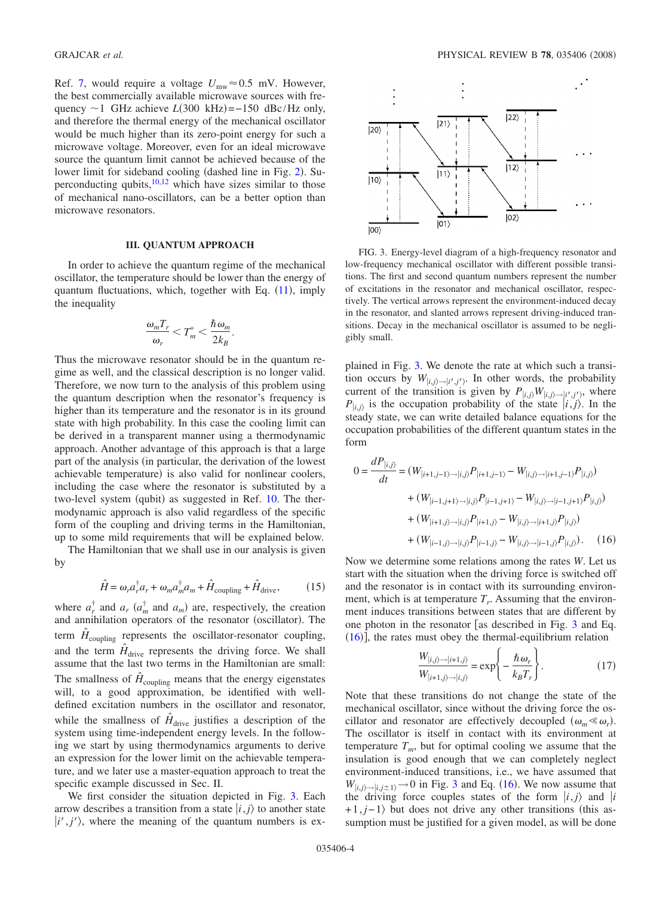Ref. 7, would require a voltage $U_{\mathrm{mw}} \approx 0.5$ mV. However, the best commercially available microwave sources with frequency $\sim 1$ GHz achieve $L(300\ \mathrm{kHz}) = -150$ dBc/Hz only, and therefore the thermal energy of the mechanical oscillator would be much higher than its zero-point energy for such a microwave voltage. Moreover, even for an ideal microwave source the quantum limit cannot be achieved because of the lower limit for sideband cooling (dashed line in Fig. 2). Superconducting qubits,[10,12] which have sizes similar to those of mechanical nano-oscillators, can be a better option than microwave resonators.

### III. QUANTUM APPROACH

In order to achieve the quantum regime of the mechanical oscillator, the temperature should be lower than the energy of quantum fluctuations, which, together with Eq. (11), imply the inequality

$$\frac{\omega_m T_r}{\omega_r} < T_m^* < \frac{\hbar \omega_m}{2 k_B}.$$

Thus the microwave resonator should be in the quantum regime as well, and the classical description is no longer valid. Therefore, we now turn to the analysis of this problem using the quantum description when the resonator's frequency is higher than its temperature and the resonator is in its ground state with high probability. In this case the cooling limit can be derived in a transparent manner using a thermodynamic approach. Another advantage of this approach is that a large part of the analysis (in particular, the derivation of the lowest achievable temperature) is also valid for nonlinear coolers, including the case where the resonator is substituted by a two-level system (qubit) as suggested in Ref. 10. The thermodynamic approach is also valid regardless of the specific form of the coupling and driving terms in the Hamiltonian, up to some mild requirements that will be explained below.

The Hamiltonian that we shall use in our analysis is given by

$$\hat{H} = \omega_r a_r^\dagger a_r + \omega_m a_m^\dagger a_m + \hat{H}_{\mathrm{coupling}} + \hat{H}_{\mathrm{drive}}, \tag{15}$$

where $a_r^\dagger$ and $a_r$ ($a_m^\dagger$ and $a_m$) are, respectively, the creation and annihilation operators of the resonator (oscillator). The term $\hat{H}_{\mathrm{coupling}}$ represents the oscillator-resonator coupling, and the term $\hat{H}_{\mathrm{drive}}$ represents the driving force. We shall assume that the last two terms in the Hamiltonian are small: The smallness of $\hat{H}_{\mathrm{coupling}}$ means that the energy eigenstates will, to a good approximation, be identified with well-defined excitation numbers in the oscillator and resonator, while the smallness of $\hat{H}_{\mathrm{drive}}$ justifies a description of the system using time-independent energy levels. In the following we start by using thermodynamics arguments to derive an expression for the lower limit on the achievable temperature, and we later use a master-equation approach to treat the specific example discussed in Sec. II.

We first consider the situation depicted in Fig. 3. Each arrow describes a transition from a state $|i,j\rangle$ to another state $|i',j'\rangle$, where the meaning of the quantum numbers is explained in Fig. 3. We denote the rate at which such a transition occurs by $W_{|i,j\rangle \to |i',j'\rangle}$. In other words, the probability current of the transition is given by $P_{|i,j\rangle} W_{|i,j\rangle \to |i',j'\rangle}$, where $P_{|i,j\rangle}$ is the occupation probability of the state $|i,j\rangle$. In the steady state, we can write detailed balance equations for the occupation probabilities of the different quantum states in the form

FIG. 3. Energy-level diagram of a high-frequency resonator and low-frequency mechanical oscillator with different possible transitions. The first and second quantum numbers represent the number of excitations in the resonator and mechanical oscillator, respectively. The vertical arrows represent the environment-induced decay in the resonator, and slanted arrows represent driving-induced transitions. Decay in the mechanical oscillator is assumed to be negligibly small.

$$\begin{aligned}
0 = \frac{dP_{|i,j\rangle}}{dt} = &\, (W_{|i+1,j-1\rangle \to |i,j\rangle} P_{|i+1,j-1\rangle} - W_{|i,j\rangle \to |i+1,j-1\rangle} P_{|i,j\rangle}) \\
&+ (W_{|i-1,j+1\rangle \to |i,j\rangle} P_{|i-1,j+1\rangle} - W_{|i,j\rangle \to |i-1,j+1\rangle} P_{|i,j\rangle}) \\
&+ (W_{|i+1,j\rangle \to |i,j\rangle} P_{|i+1,j\rangle} - W_{|i,j\rangle \to |i+1,j\rangle} P_{|i,j\rangle}) \\
&+ (W_{|i-1,j\rangle \to |i,j\rangle} P_{|i-1,j\rangle} - W_{|i,j\rangle \to |i-1,j\rangle} P_{|i,j\rangle}).
\end{aligned} \tag{16}$$

Now we determine some relations among the rates $W$. Let us start with the situation when the driving force is switched off and the resonator is in contact with its surrounding environment, which is at temperature $T_r$. Assuming that the environment induces transitions between states that are different by one photon in the resonator [as described in Fig. 3 and Eq. (16)], the rates must obey the thermal-equilibrium relation

$$\frac{W_{|i,j\rangle \to |i+1,j\rangle}}{W_{|i+1,j\rangle \to |i,j\rangle}} = \exp\left\{ -\frac{\hbar \omega_r}{k_B T_r} \right\}. \tag{17}$$

Note that these transitions do not change the state of the mechanical oscillator, since without the driving force the oscillator and resonator are effectively decoupled ($\omega_m \ll \omega_r$). The oscillator is itself in contact with its environment at temperature $T_m$, but for optimal cooling we assume that the insulation is good enough that we can completely neglect environment-induced transitions, i.e., we have assumed that $W_{|i,j\rangle \to |i,j\pm 1\rangle} \to 0$ in Fig. 3 and Eq. (16). We now assume that the driving force couples states of the form $|i,j\rangle$ and $|i+1,j-1\rangle$ but does not drive any other transitions (this assumption must be justified for a given model, as will be done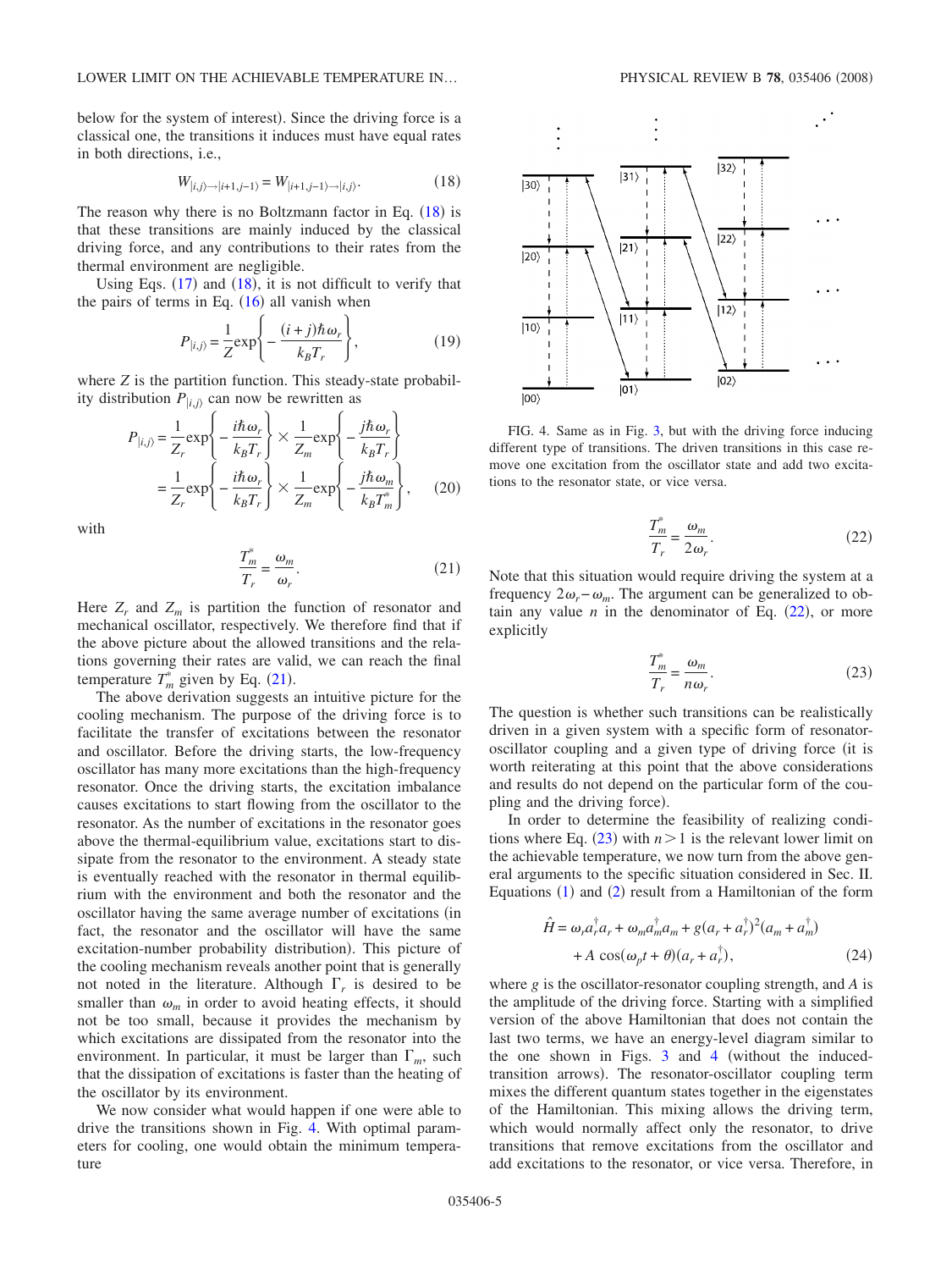below for the system of interest). Since the driving force is a classical one, the transitions it induces must have equal rates in both directions, i.e.,

$$W_{|i,j\rangle \to |i+1,j-1\rangle} = W_{|i+1,j-1\rangle \to |i,j\rangle}. \tag{18}$$

The reason why there is no Boltzmann factor in Eq. (18) is that these transitions are mainly induced by the classical driving force, and any contributions to their rates from the thermal environment are negligible.

Using Eqs. (17) and (18), it is not difficult to verify that the pairs of terms in Eq. (16) all vanish when

$$P_{|i,j\rangle} = \frac{1}{Z}\exp\left\{-\frac{(i+j)\hbar\omega_r}{k_B T_r}\right\}, \tag{19}$$

where $Z$ is the partition function. This steady-state probability distribution $P_{|i,j\rangle}$ can now be rewritten as

$$\begin{aligned} P_{|i,j\rangle} &= \frac{1}{Z_r}\exp\left\{-\frac{i\hbar\omega_r}{k_B T_r}\right\} \times \frac{1}{Z_m}\exp\left\{-\frac{j\hbar\omega_r}{k_B T_r}\right\} \\ &= \frac{1}{Z_r}\exp\left\{-\frac{i\hbar\omega_r}{k_B T_r}\right\} \times \frac{1}{Z_m}\exp\left\{-\frac{j\hbar\omega_m}{k_B T_m^*}\right\}, \end{aligned} \tag{20}$$

with

$$\frac{T_m^*}{T_r} = \frac{\omega_m}{\omega_r}. \tag{21}$$

Here $Z_r$ and $Z_m$ is partition the function of resonator and mechanical oscillator, respectively. We therefore find that if the above picture about the allowed transitions and the relations governing their rates are valid, we can reach the final temperature $T_m^*$ given by Eq. (21).

The above derivation suggests an intuitive picture for the cooling mechanism. The purpose of the driving force is to facilitate the transfer of excitations between the resonator and oscillator. Before the driving starts, the low-frequency oscillator has many more excitations than the high-frequency resonator. Once the driving starts, the excitation imbalance causes excitations to start flowing from the oscillator to the resonator. As the number of excitations in the resonator goes above the thermal-equilibrium value, excitations start to dissipate from the resonator to the environment. A steady state is eventually reached with the resonator in thermal equilibrium with the environment and both the resonator and the oscillator having the same average number of excitations (in fact, the resonator and the oscillator will have the same excitation-number probability distribution). This picture of the cooling mechanism reveals another point that is generally not noted in the literature. Although $\Gamma_r$ is desired to be smaller than $\omega_m$ in order to avoid heating effects, it should not be too small, because it provides the mechanism by which excitations are dissipated from the resonator into the environment. In particular, it must be larger than $\Gamma_m$, such that the dissipation of excitations is faster than the heating of the oscillator by its environment.

We now consider what would happen if one were able to drive the transitions shown in Fig. 4. With optimal parameters for cooling, one would obtain the minimum temperature

FIG. 4. Same as in Fig. 3, but with the driving force inducing different type of transitions. The driven transitions in this case remove one excitation from the oscillator state and add two excitations to the resonator state, or vice versa.

$$\frac{T_m^*}{T_r} = \frac{\omega_m}{2\omega_r}. \tag{22}$$

Note that this situation would require driving the system at a frequency $2\omega_r - \omega_m$. The argument can be generalized to obtain any value $n$ in the denominator of Eq. (22), or more explicitly

$$\frac{T_m^*}{T_r} = \frac{\omega_m}{n\omega_r}. \tag{23}$$

The question is whether such transitions can be realistically driven in a given system with a specific form of resonator-oscillator coupling and a given type of driving force (it is worth reiterating at this point that the above considerations and results do not depend on the particular form of the coupling and the driving force).

In order to determine the feasibility of realizing conditions where Eq. (23) with $n > 1$ is the relevant lower limit on the achievable temperature, we now turn from the above general arguments to the specific situation considered in Sec. II. Equations (1) and (2) result from a Hamiltonian of the form

$$\begin{aligned} \hat{H} = \omega_r a_r^\dagger a_r + \omega_m a_m^\dagger a_m + g(a_r + a_r^\dagger)^2(a_m + a_m^\dagger) \\ + A\cos(\omega_p t + \theta)(a_r + a_r^\dagger), \end{aligned} \tag{24}$$

where $g$ is the oscillator-resonator coupling strength, and $A$ is the amplitude of the driving force. Starting with a simplified version of the above Hamiltonian that does not contain the last two terms, we have an energy-level diagram similar to the one shown in Figs. 3 and 4 (without the induced-transition arrows). The resonator-oscillator coupling term mixes the different quantum states together in the eigenstates of the Hamiltonian. This mixing allows the driving term, which would normally affect only the resonator, to drive transitions that remove excitations from the oscillator and add excitations to the resonator, or vice versa. Therefore, in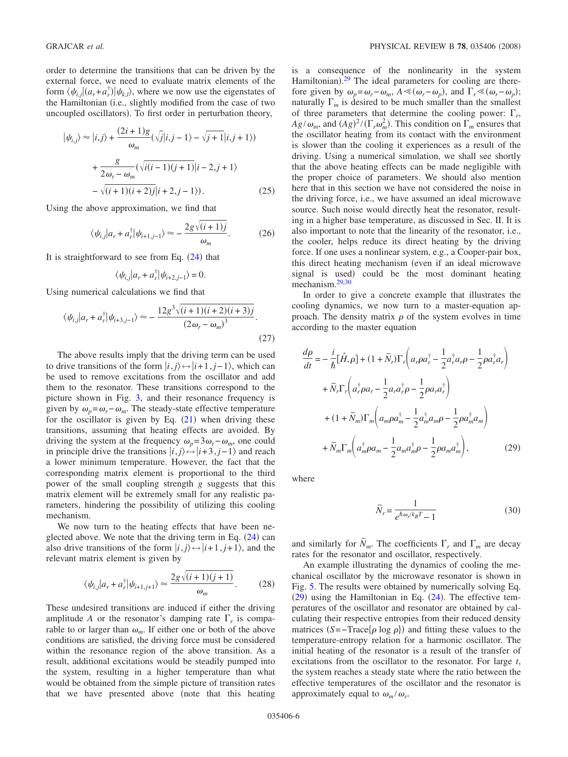order to determine the transitions that can be driven by the external force, we need to evaluate matrix elements of the form $\langle\psi_{i,j}|(a_r+a_r^\dagger)|\psi_{k,l}\rangle$, where we now use the eigenstates of the Hamiltonian (i.e., slightly modified from the case of two uncoupled oscillators). To first order in perturbation theory,

$$
\begin{aligned}
|\psi_{i,j}\rangle \approx |i,j\rangle &+ \frac{(2i+1)g}{\omega_m}(\sqrt{j}|i,j-1\rangle - \sqrt{j+1}|i,j+1\rangle) \\
&+ \frac{g}{2\omega_r-\omega_m}(\sqrt{i(i-1)(j+1)}|i-2,j+1\rangle \\
&- \sqrt{(i+1)(i+2)j}|i+2,j-1\rangle). \quad (25)
\end{aligned}
$$

Using the above approximation, we find that

$$
\langle\psi_{i,j}|a_r+a_r^\dagger|\psi_{i+1,j-1}\rangle \approx -\frac{2g\sqrt{(i+1)j}}{\omega_m}. \quad (26)
$$

It is straightforward to see from Eq. (24) that

$$
\langle\psi_{i,j}|a_r+a_r^\dagger|\psi_{i+2,j-1}\rangle = 0.
$$

Using numerical calculations we find that

$$
\langle\psi_{i,j}|a_r+a_r^\dagger|\psi_{i+3,j-1}\rangle \approx -\frac{12g^3\sqrt{(i+1)(i+2)(i+3)j}}{(2\omega_r-\omega_m)^3}. \quad (27)
$$

The above results imply that the driving term can be used to drive transitions of the form $|i,j\rangle \leftrightarrow |i+1,j-1\rangle$, which can be used to remove excitations from the oscillator and add them to the resonator. These transitions correspond to the picture shown in Fig. 3, and their resonance frequency is given by $\omega_p=\omega_r-\omega_m$. The steady-state effective temperature for the oscillator is given by Eq. (21) when driving these transitions, assuming that heating effects are avoided. By driving the system at the frequency $\omega_p=3\omega_r-\omega_m$, one could in principle drive the transitions $|i,j\rangle \leftrightarrow |i+3,j-1\rangle$ and reach a lower minimum temperature. However, the fact that the corresponding matrix element is proportional to the third power of the small coupling strength $g$ suggests that this matrix element will be extremely small for any realistic parameters, hindering the possibility of utilizing this cooling mechanism.

We now turn to the heating effects that have been neglected above. We note that the driving term in Eq. (24) can also drive transitions of the form $|i,j\rangle \leftrightarrow |i+1,j+1\rangle$, and the relevant matrix element is given by

$$
\langle\psi_{i,j}|a_r+a_r^\dagger|\psi_{i+1,j+1}\rangle \approx \frac{2g\sqrt{(i+1)(j+1)}}{\omega_m}. \quad (28)
$$

These undesired transitions are induced if either the driving amplitude $A$ or the resonator's damping rate $\Gamma_r$ is comparable to or larger than $\omega_m$. If either one or both of the above conditions are satisfied, the driving force must be considered within the resonance region of the above transition. As a result, additional excitations would be steadily pumped into the system, resulting in a higher temperature than what would be obtained from the simple picture of transition rates that we have presented above (note that this heating is a consequence of the nonlinearity in the system Hamiltonian).[29] The ideal parameters for cooling are therefore given by $\omega_p=\omega_r-\omega_m$, $A \ll (\omega_r-\omega_p)$, and $\Gamma_r \ll (\omega_r-\omega_p)$; naturally $\Gamma_m$ is desired to be much smaller than the smallest of three parameters that determine the cooling power: $\Gamma_r$, $Ag/\omega_m$, and $(Ag)^2/(\Gamma_r\omega_m^2)$. This condition on $\Gamma_m$ ensures that the oscillator heating from its contact with the environment is slower than the cooling it experiences as a result of the driving. Using a numerical simulation, we shall see shortly that the above heating effects can be made negligible with the proper choice of parameters. We should also mention here that in this section we have not considered the noise in the driving force, i.e., we have assumed an ideal microwave source. Such noise would directly heat the resonator, resulting in a higher base temperature, as discussed in Sec. II. It is also important to note that the linearity of the resonator, i.e., the cooler, helps reduce its direct heating by the driving force. If one uses a nonlinear system, e.g., a Cooper-pair box, this direct heating mechanism (even if an ideal microwave signal is used) could be the most dominant heating mechanism.[29,30]

In order to give a concrete example that illustrates the cooling dynamics, we now turn to a master-equation approach. The density matrix $\rho$ of the system evolves in time according to the master equation

$$
\begin{aligned}
\frac{d\rho}{dt} = &-\frac{i}{\hbar}[\hat{H},\rho] + (1+\bar{N}_r)\Gamma_r\left(a_r\rho a_r^\dagger - \frac{1}{2}a_r^\dagger a_r\rho - \frac{1}{2}\rho a_r^\dagger a_r\right) \\
&+ \bar{N}_r\Gamma_r\left(a_r^\dagger\rho a_r - \frac{1}{2}a_r a_r^\dagger\rho - \frac{1}{2}\rho a_r a_r^\dagger\right) \\
&+ (1+\bar{N}_m)\Gamma_m\left(a_m\rho a_m^\dagger - \frac{1}{2}a_m^\dagger a_m\rho - \frac{1}{2}\rho a_m^\dagger a_m\right) \\
&+ \bar{N}_m\Gamma_m\left(a_m^\dagger\rho a_m - \frac{1}{2}a_m a_m^\dagger\rho - \frac{1}{2}\rho a_m a_m^\dagger\right), \quad (29)
\end{aligned}
$$

where

$$
\bar{N}_r = \frac{1}{e^{\hbar\omega_r/k_BT}-1} \quad (30)
$$

and similarly for $\bar{N}_m$. The coefficients $\Gamma_r$ and $\Gamma_m$ are decay rates for the resonator and oscillator, respectively.

An example illustrating the dynamics of cooling the mechanical oscillator by the microwave resonator is shown in Fig. 5. The results were obtained by numerically solving Eq. (29) using the Hamiltonian in Eq. (24). The effective temperatures of the oscillator and resonator are obtained by calculating their respective entropies from their reduced density matrices ($S=-\text{Trace}\{\rho \log \rho\}$) and fitting these values to the temperature-entropy relation for a harmonic oscillator. The initial heating of the resonator is a result of the transfer of excitations from the oscillator to the resonator. For large $t$, the system reaches a steady state where the ratio between the effective temperatures of the oscillator and the resonator is approximately equal to $\omega_m/\omega_r$.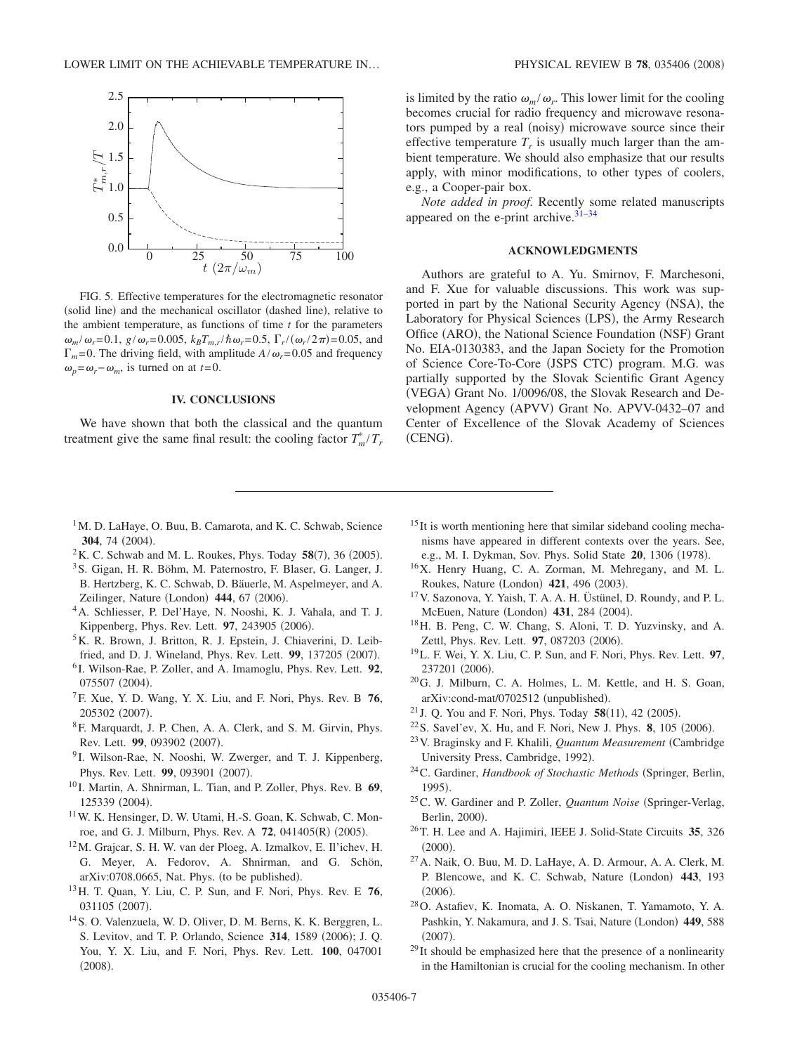FIG. 5. Effective temperatures for the electromagnetic resonator (solid line) and the mechanical oscillator (dashed line), relative to the ambient temperature, as functions of time $t$ for the parameters $\omega_m/\omega_r=0.1$, $g/\omega_r=0.005$, $k_BT_{m,r}/\hbar\omega_r=0.5$, $\Gamma_r/(\omega_r/2\pi)=0.05$, and $\Gamma_m=0$. The driving field, with amplitude $A/\omega_r=0.05$ and frequency $\omega_p=\omega_r-\omega_m$, is turned on at $t=0$.

## IV. CONCLUSIONS

We have shown that both the classical and the quantum treatment give the same final result: the cooling factor $T_m^*/T_r$ is limited by the ratio $\omega_m/\omega_r$. This lower limit for the cooling becomes crucial for radio frequency and microwave resonators pumped by a real (noisy) microwave source since their effective temperature $T_r$ is usually much larger than the ambient temperature. We should also emphasize that our results apply, with minor modifications, to other types of coolers, e.g., a Cooper-pair box.

*Note added in proof.* Recently some related manuscripts appeared on the e-print archive.[31–34]

## ACKNOWLEDGMENTS

Authors are grateful to A. Yu. Smirnov, F. Marchesoni, and F. Xue for valuable discussions. This work was supported in part by the National Security Agency (NSA), the Laboratory for Physical Sciences (LPS), the Army Research Office (ARO), the National Science Foundation (NSF) Grant No. EIA-0130383, and the Japan Society for the Promotion of Science Core-To-Core (JSPS CTC) program. M.G. was partially supported by the Slovak Scientific Grant Agency (VEGA) Grant No. 1/0096/08, the Slovak Research and Development Agency (APVV) Grant No. APVV-0432–07 and Center of Excellence of the Slovak Academy of Sciences (CENG).

---

[1] M. D. LaHaye, O. Buu, B. Camarota, and K. C. Schwab, Science **304**, 74 (2004).

[2] K. C. Schwab and M. L. Roukes, Phys. Today **58**(7), 36 (2005).

[3] S. Gigan, H. R. Böhm, M. Paternostro, F. Blaser, G. Langer, J. B. Hertzberg, K. C. Schwab, D. Bäuerle, M. Aspelmeyer, and A. Zeilinger, Nature (London) **444**, 67 (2006).

[4] A. Schliesser, P. Del'Haye, N. Nooshi, K. J. Vahala, and T. J. Kippenberg, Phys. Rev. Lett. **97**, 243905 (2006).

[5] K. R. Brown, J. Britton, R. J. Epstein, J. Chiaverini, D. Leibfried, and D. J. Wineland, Phys. Rev. Lett. **99**, 137205 (2007).

[6] I. Wilson-Rae, P. Zoller, and A. Imamoglu, Phys. Rev. Lett. **92**, 075507 (2004).

[7] F. Xue, Y. D. Wang, Y. X. Liu, and F. Nori, Phys. Rev. B **76**, 205302 (2007).

[8] F. Marquardt, J. P. Chen, A. A. Clerk, and S. M. Girvin, Phys. Rev. Lett. **99**, 093902 (2007).

[9] I. Wilson-Rae, N. Nooshi, W. Zwerger, and T. J. Kippenberg, Phys. Rev. Lett. **99**, 093901 (2007).

[10] I. Martin, A. Shnirman, L. Tian, and P. Zoller, Phys. Rev. B **69**, 125339 (2004).

[11] W. K. Hensinger, D. W. Utami, H.-S. Goan, K. Schwab, C. Monroe, and G. J. Milburn, Phys. Rev. A **72**, 041405(R) (2005).

[12] M. Grajcar, S. H. W. van der Ploeg, A. Izmalkov, E. Il'ichev, H. G. Meyer, A. Fedorov, A. Shnirman, and G. Schön, arXiv:0708.0665, Nat. Phys. (to be published).

[13] H. T. Quan, Y. Liu, C. P. Sun, and F. Nori, Phys. Rev. E **76**, 031105 (2007).

[14] S. O. Valenzuela, W. D. Oliver, D. M. Berns, K. K. Berggren, L. S. Levitov, and T. P. Orlando, Science **314**, 1589 (2006); J. Q. You, Y. X. Liu, and F. Nori, Phys. Rev. Lett. **100**, 047001 (2008).

[15] It is worth mentioning here that similar sideband cooling mechanisms have appeared in different contexts over the years. See, e.g., M. I. Dykman, Sov. Phys. Solid State **20**, 1306 (1978).

[16] X. Henry Huang, C. A. Zorman, M. Mehregany, and M. L. Roukes, Nature (London) **421**, 496 (2003).

[17] V. Sazonova, Y. Yaish, T. A. A. H. Üstünel, D. Roundy, and P. L. McEuen, Nature (London) **431**, 284 (2004).

[18] H. B. Peng, C. W. Chang, S. Aloni, T. D. Yuzvinsky, and A. Zettl, Phys. Rev. Lett. **97**, 087203 (2006).

[19] L. F. Wei, Y. X. Liu, C. P. Sun, and F. Nori, Phys. Rev. Lett. **97**, 237201 (2006).

[20] G. J. Milburn, C. A. Holmes, L. M. Kettle, and H. S. Goan, arXiv:cond-mat/0702512 (unpublished).

[21] J. Q. You and F. Nori, Phys. Today **58**(11), 42 (2005).

[22] S. Savel'ev, X. Hu, and F. Nori, New J. Phys. **8**, 105 (2006).

[23] V. Braginsky and F. Khalili, *Quantum Measurement* (Cambridge University Press, Cambridge, 1992).

[24] C. Gardiner, *Handbook of Stochastic Methods* (Springer, Berlin, 1995).

[25] C. W. Gardiner and P. Zoller, *Quantum Noise* (Springer-Verlag, Berlin, 2000).

[26] T. H. Lee and A. Hajimiri, IEEE J. Solid-State Circuits **35**, 326 (2000).

[27] A. Naik, O. Buu, M. D. LaHaye, A. D. Armour, A. A. Clerk, M. P. Blencowe, and K. C. Schwab, Nature (London) **443**, 193 (2006).

[28] O. Astafiev, K. Inomata, A. O. Niskanen, T. Yamamoto, Y. A. Pashkin, Y. Nakamura, and J. S. Tsai, Nature (London) **449**, 588 (2007).

[29] It should be emphasized here that the presence of a nonlinearity in the Hamiltonian is crucial for the cooling mechanism. In other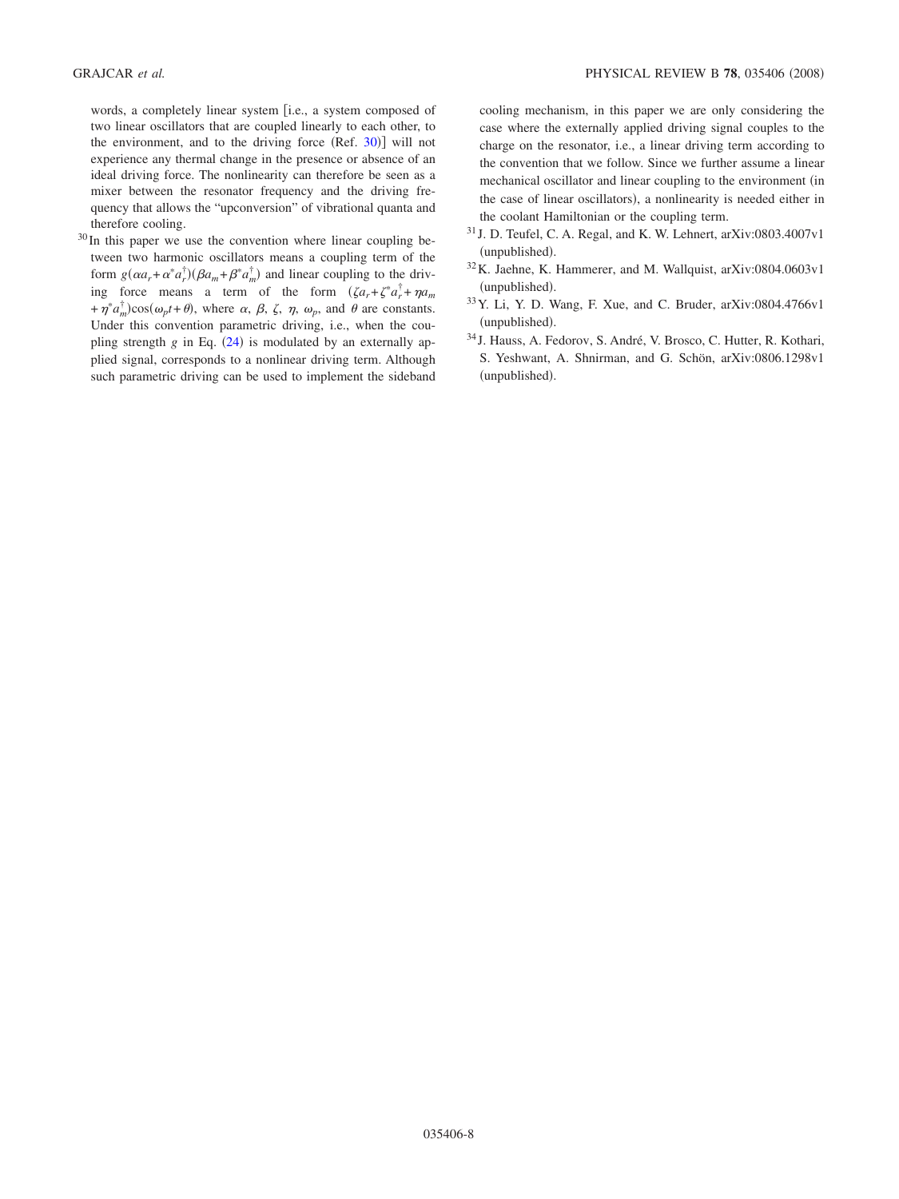words, a completely linear system [i.e., a system composed of two linear oscillators that are coupled linearly to each other, to the environment, and to the driving force (Ref. 30)] will not experience any thermal change in the presence or absence of an ideal driving force. The nonlinearity can therefore be seen as a mixer between the resonator frequency and the driving frequency that allows the "upconversion" of vibrational quanta and therefore cooling.

[30] In this paper we use the convention where linear coupling between two harmonic oscillators means a coupling term of the form $g(\alpha a_r + \alpha^* a_r^\dagger)(\beta a_m + \beta^* a_m^\dagger)$ and linear coupling to the driving force means a term of the form $(\zeta a_r + \zeta^* a_r^\dagger + \eta a_m + \eta^* a_m^\dagger)\cos(\omega_p t + \theta)$, where $\alpha$, $\beta$, $\zeta$, $\eta$, $\omega_p$, and $\theta$ are constants. Under this convention parametric driving, i.e., when the coupling strength $g$ in Eq. (24) is modulated by an externally applied signal, corresponds to a nonlinear driving term. Although such parametric driving can be used to implement the sideband cooling mechanism, in this paper we are only considering the case where the externally applied driving signal couples to the charge on the resonator, i.e., a linear driving term according to the convention that we follow. Since we further assume a linear mechanical oscillator and linear coupling to the environment (in the case of linear oscillators), a nonlinearity is needed either in the coolant Hamiltonian or the coupling term.

[31] J. D. Teufel, C. A. Regal, and K. W. Lehnert, arXiv:0803.4007v1 (unpublished).

[32] K. Jaehne, K. Hammerer, and M. Wallquist, arXiv:0804.0603v1 (unpublished).

[33] Y. Li, Y. D. Wang, F. Xue, and C. Bruder, arXiv:0804.4766v1 (unpublished).

[34] J. Hauss, A. Fedorov, S. André, V. Brosco, C. Hutter, R. Kothari, S. Yeshwant, A. Shnirman, and G. Schön, arXiv:0806.1298v1 (unpublished).